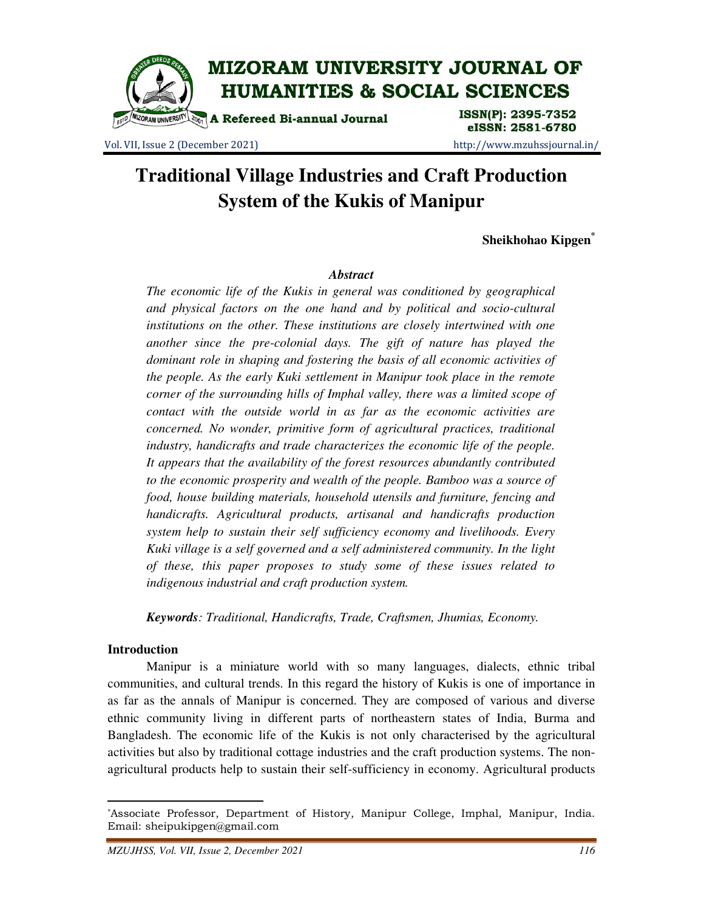# Traditional Village Industries and Craft Production System of the Kukis of Manipur

**Sheikhohao Kipgen***

### *Abstract*

*The economic life of the Kukis in general was conditioned by geographical and physical factors on the one hand and by political and socio-cultural institutions on the other. These institutions are closely intertwined with one another since the pre-colonial days. The gift of nature has played the dominant role in shaping and fostering the basis of all economic activities of the people. As the early Kuki settlement in Manipur took place in the remote corner of the surrounding hills of Imphal valley, there was a limited scope of contact with the outside world in as far as the economic activities are concerned. No wonder, primitive form of agricultural practices, traditional industry, handicrafts and trade characterizes the economic life of the people. It appears that the availability of the forest resources abundantly contributed to the economic prosperity and wealth of the people. Bamboo was a source of food, house building materials, household utensils and furniture, fencing and handicrafts. Agricultural products, artisanal and handicrafts production system help to sustain their self sufficiency economy and livelihoods. Every Kuki village is a self governed and a self administered community. In the light of these, this paper proposes to study some of these issues related to indigenous industrial and craft production system.*

***Keywords**: Traditional, Handicrafts, Trade, Craftsmen, Jhumias, Economy.*

## Introduction

Manipur is a miniature world with so many languages, dialects, ethnic tribal communities, and cultural trends. In this regard the history of Kukis is one of importance in as far as the annals of Manipur is concerned. They are composed of various and diverse ethnic community living in different parts of northeastern states of India, Burma and Bangladesh. The economic life of the Kukis is not only characterised by the agricultural activities but also by traditional cottage industries and the craft production systems. The non-agricultural products help to sustain their self-sufficiency in economy. Agricultural products

---

*Associate Professor, Department of History, Manipur College, Imphal, Manipur, India. Email: sheipukipgen@gmail.com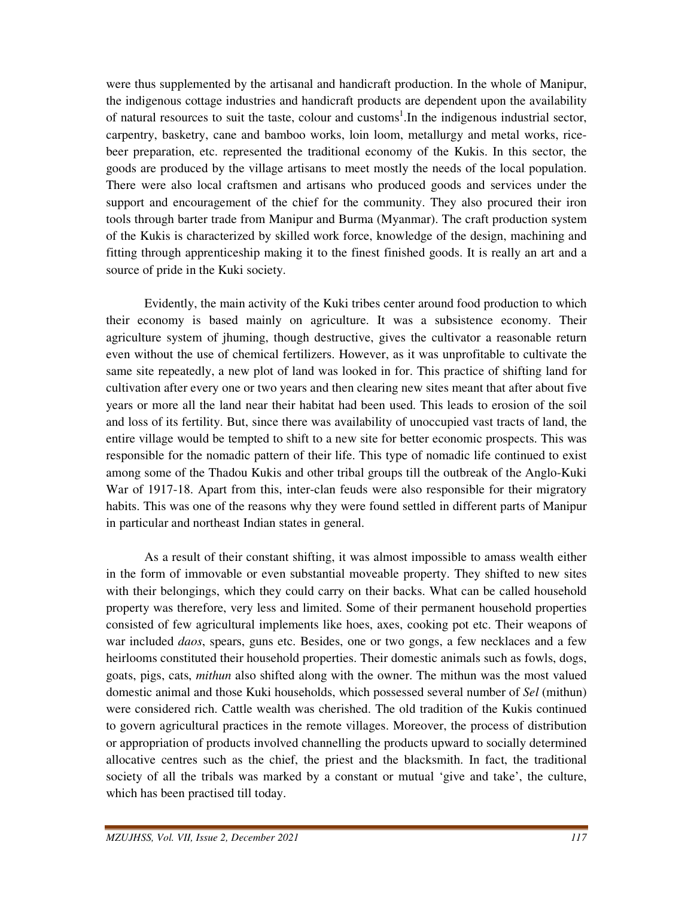were thus supplemented by the artisanal and handicraft production. In the whole of Manipur, the indigenous cottage industries and handicraft products are dependent upon the availability of natural resources to suit the taste, colour and customs[1].In the indigenous industrial sector, carpentry, basketry, cane and bamboo works, loin loom, metallurgy and metal works, rice-beer preparation, etc. represented the traditional economy of the Kukis. In this sector, the goods are produced by the village artisans to meet mostly the needs of the local population. There were also local craftsmen and artisans who produced goods and services under the support and encouragement of the chief for the community. They also procured their iron tools through barter trade from Manipur and Burma (Myanmar). The craft production system of the Kukis is characterized by skilled work force, knowledge of the design, machining and fitting through apprenticeship making it to the finest finished goods. It is really an art and a source of pride in the Kuki society.

Evidently, the main activity of the Kuki tribes center around food production to which their economy is based mainly on agriculture. It was a subsistence economy. Their agriculture system of jhuming, though destructive, gives the cultivator a reasonable return even without the use of chemical fertilizers. However, as it was unprofitable to cultivate the same site repeatedly, a new plot of land was looked in for. This practice of shifting land for cultivation after every one or two years and then clearing new sites meant that after about five years or more all the land near their habitat had been used. This leads to erosion of the soil and loss of its fertility. But, since there was availability of unoccupied vast tracts of land, the entire village would be tempted to shift to a new site for better economic prospects. This was responsible for the nomadic pattern of their life. This type of nomadic life continued to exist among some of the Thadou Kukis and other tribal groups till the outbreak of the Anglo-Kuki War of 1917-18. Apart from this, inter-clan feuds were also responsible for their migratory habits. This was one of the reasons why they were found settled in different parts of Manipur in particular and northeast Indian states in general.

As a result of their constant shifting, it was almost impossible to amass wealth either in the form of immovable or even substantial moveable property. They shifted to new sites with their belongings, which they could carry on their backs. What can be called household property was therefore, very less and limited. Some of their permanent household properties consisted of few agricultural implements like hoes, axes, cooking pot etc. Their weapons of war included *daos*, spears, guns etc. Besides, one or two gongs, a few necklaces and a few heirlooms constituted their household properties. Their domestic animals such as fowls, dogs, goats, pigs, cats, *mithun* also shifted along with the owner. The mithun was the most valued domestic animal and those Kuki households, which possessed several number of *Sel* (mithun) were considered rich. Cattle wealth was cherished. The old tradition of the Kukis continued to govern agricultural practices in the remote villages. Moreover, the process of distribution or appropriation of products involved channelling the products upward to socially determined allocative centres such as the chief, the priest and the blacksmith. In fact, the traditional society of all the tribals was marked by a constant or mutual 'give and take', the culture, which has been practised till today.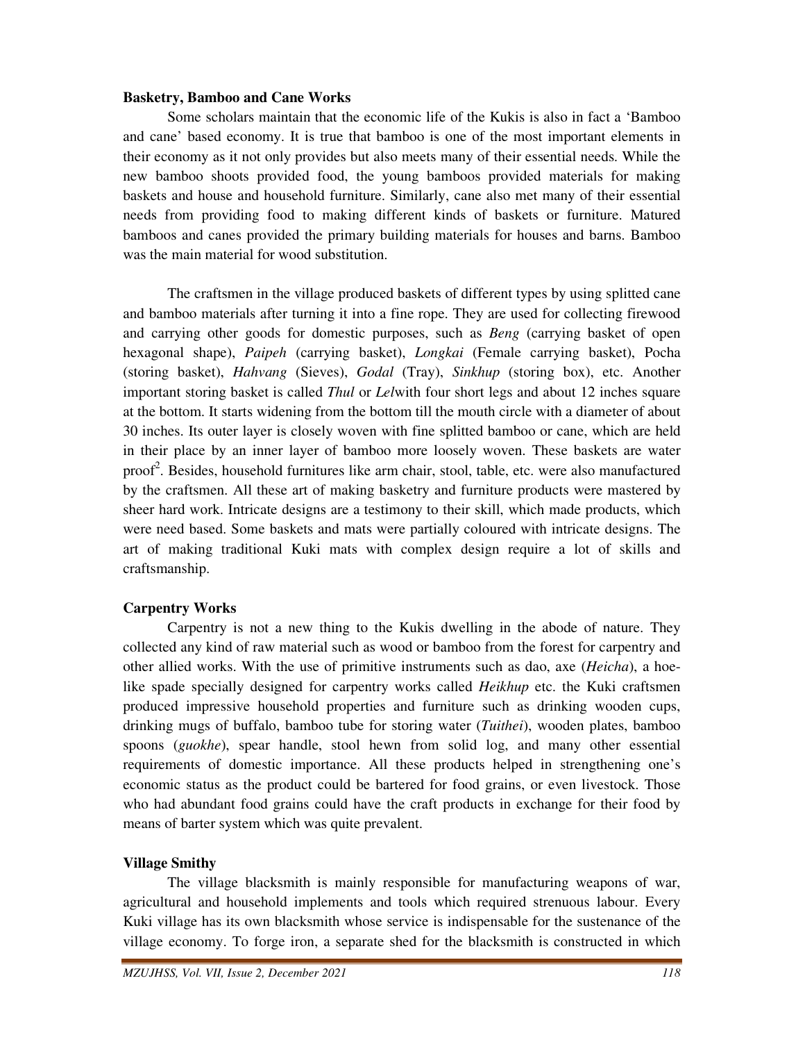**Basketry, Bamboo and Cane Works**

Some scholars maintain that the economic life of the Kukis is also in fact a 'Bamboo and cane' based economy. It is true that bamboo is one of the most important elements in their economy as it not only provides but also meets many of their essential needs. While the new bamboo shoots provided food, the young bamboos provided materials for making baskets and house and household furniture. Similarly, cane also met many of their essential needs from providing food to making different kinds of baskets or furniture. Matured bamboos and canes provided the primary building materials for houses and barns. Bamboo was the main material for wood substitution.

The craftsmen in the village produced baskets of different types by using splitted cane and bamboo materials after turning it into a fine rope. They are used for collecting firewood and carrying other goods for domestic purposes, such as *Beng* (carrying basket of open hexagonal shape), *Paipeh* (carrying basket), *Longkai* (Female carrying basket), Pocha (storing basket), *Hahvang* (Sieves), *Godal* (Tray), *Sinkhup* (storing box), etc. Another important storing basket is called *Thul* or *Lel*with four short legs and about 12 inches square at the bottom. It starts widening from the bottom till the mouth circle with a diameter of about 30 inches. Its outer layer is closely woven with fine splitted bamboo or cane, which are held in their place by an inner layer of bamboo more loosely woven. These baskets are water proof[2]. Besides, household furnitures like arm chair, stool, table, etc. were also manufactured by the craftsmen. All these art of making basketry and furniture products were mastered by sheer hard work. Intricate designs are a testimony to their skill, which made products, which were need based. Some baskets and mats were partially coloured with intricate designs. The art of making traditional Kuki mats with complex design require a lot of skills and craftsmanship.

**Carpentry Works**

Carpentry is not a new thing to the Kukis dwelling in the abode of nature. They collected any kind of raw material such as wood or bamboo from the forest for carpentry and other allied works. With the use of primitive instruments such as dao, axe (*Heicha*), a hoe-like spade specially designed for carpentry works called *Heikhup* etc. the Kuki craftsmen produced impressive household properties and furniture such as drinking wooden cups, drinking mugs of buffalo, bamboo tube for storing water (*Tuithei*), wooden plates, bamboo spoons (*guokhe*), spear handle, stool hewn from solid log, and many other essential requirements of domestic importance. All these products helped in strengthening one's economic status as the product could be bartered for food grains, or even livestock. Those who had abundant food grains could have the craft products in exchange for their food by means of barter system which was quite prevalent.

**Village Smithy**

The village blacksmith is mainly responsible for manufacturing weapons of war, agricultural and household implements and tools which required strenuous labour. Every Kuki village has its own blacksmith whose service is indispensable for the sustenance of the village economy. To forge iron, a separate shed for the blacksmith is constructed in which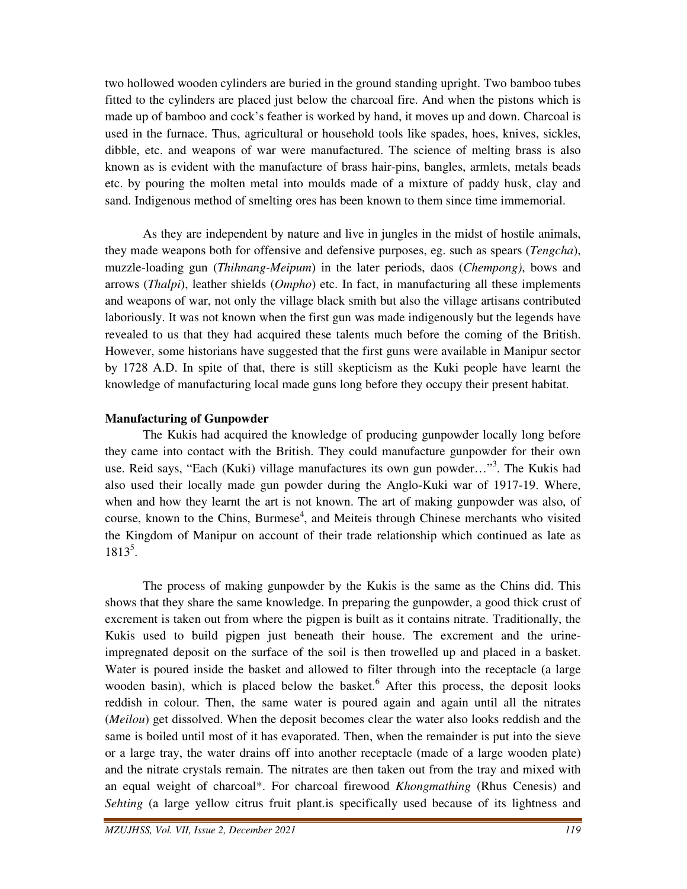two hollowed wooden cylinders are buried in the ground standing upright. Two bamboo tubes fitted to the cylinders are placed just below the charcoal fire. And when the pistons which is made up of bamboo and cock's feather is worked by hand, it moves up and down. Charcoal is used in the furnace. Thus, agricultural or household tools like spades, hoes, knives, sickles, dibble, etc. and weapons of war were manufactured. The science of melting brass is also known as is evident with the manufacture of brass hair-pins, bangles, armlets, metals beads etc. by pouring the molten metal into moulds made of a mixture of paddy husk, clay and sand. Indigenous method of smelting ores has been known to them since time immemorial.

As they are independent by nature and live in jungles in the midst of hostile animals, they made weapons both for offensive and defensive purposes, eg. such as spears (*Tengcha*), muzzle-loading gun (*Thihnang-Meipum*) in the later periods, daos (*Chempong)*, bows and arrows (*Thalpi*), leather shields (*Ompho*) etc. In fact, in manufacturing all these implements and weapons of war, not only the village black smith but also the village artisans contributed laboriously. It was not known when the first gun was made indigenously but the legends have revealed to us that they had acquired these talents much before the coming of the British. However, some historians have suggested that the first guns were available in Manipur sector by 1728 A.D. In spite of that, there is still skepticism as the Kuki people have learnt the knowledge of manufacturing local made guns long before they occupy their present habitat.

**Manufacturing of Gunpowder**

The Kukis had acquired the knowledge of producing gunpowder locally long before they came into contact with the British. They could manufacture gunpowder for their own use. Reid says, "Each (Kuki) village manufactures its own gun powder…"[3]. The Kukis had also used their locally made gun powder during the Anglo-Kuki war of 1917-19. Where, when and how they learnt the art is not known. The art of making gunpowder was also, of course, known to the Chins, Burmese[4], and Meiteis through Chinese merchants who visited the Kingdom of Manipur on account of their trade relationship which continued as late as 1813[5].

The process of making gunpowder by the Kukis is the same as the Chins did. This shows that they share the same knowledge. In preparing the gunpowder, a good thick crust of excrement is taken out from where the pigpen is built as it contains nitrate. Traditionally, the Kukis used to build pigpen just beneath their house. The excrement and the urine-impregnated deposit on the surface of the soil is then trowelled up and placed in a basket. Water is poured inside the basket and allowed to filter through into the receptacle (a large wooden basin), which is placed below the basket.[6] After this process, the deposit looks reddish in colour. Then, the same water is poured again and again until all the nitrates (*Meilou*) get dissolved. When the deposit becomes clear the water also looks reddish and the same is boiled until most of it has evaporated. Then, when the remainder is put into the sieve or a large tray, the water drains off into another receptacle (made of a large wooden plate) and the nitrate crystals remain. The nitrates are then taken out from the tray and mixed with an equal weight of charcoal*. For charcoal firewood *Khongmathing* (Rhus Cenesis) and *Sehting* (a large yellow citrus fruit plant.is specifically used because of its lightness and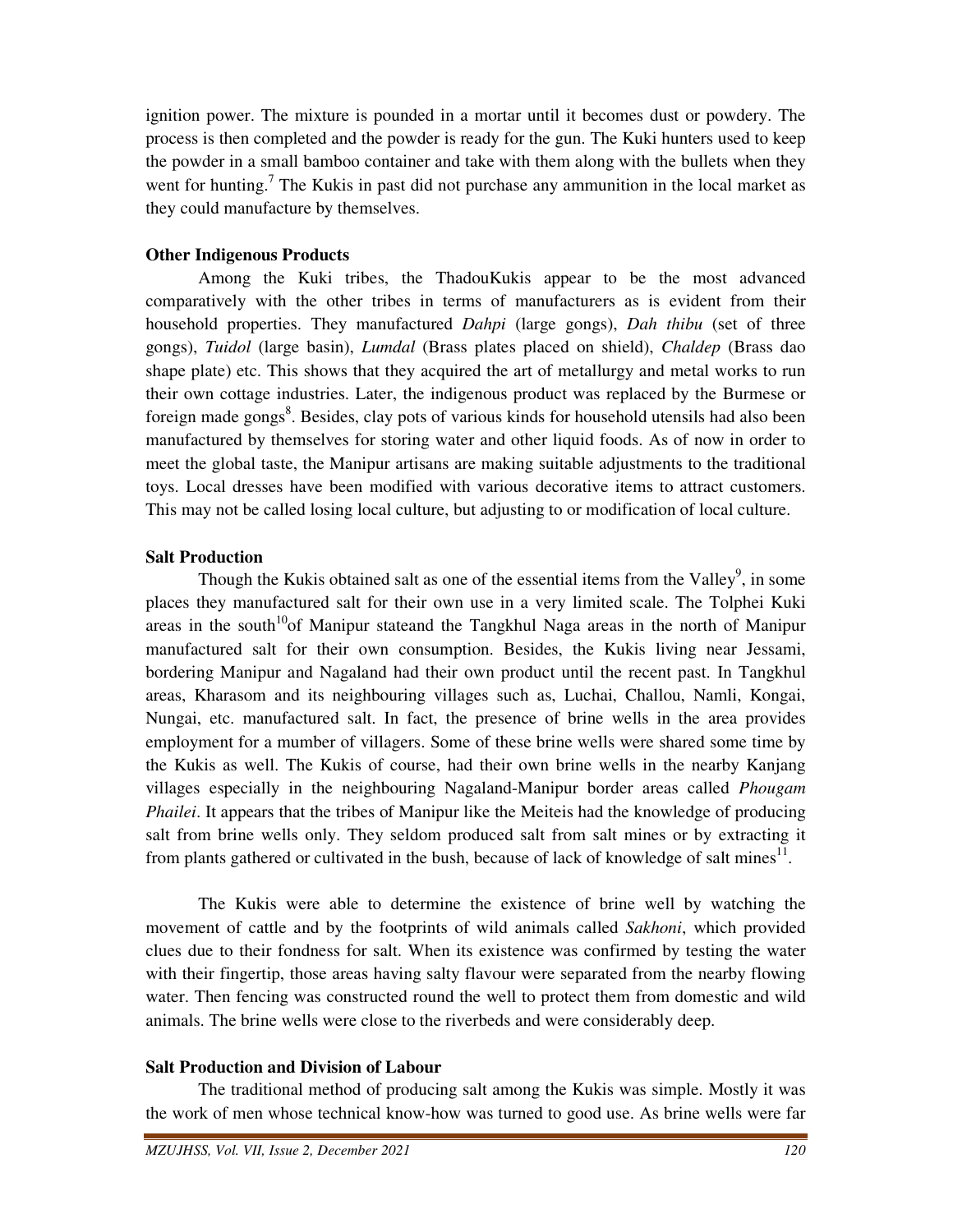ignition power. The mixture is pounded in a mortar until it becomes dust or powdery. The process is then completed and the powder is ready for the gun. The Kuki hunters used to keep the powder in a small bamboo container and take with them along with the bullets when they went for hunting.[7] The Kukis in past did not purchase any ammunition in the local market as they could manufacture by themselves.

**Other Indigenous Products**

Among the Kuki tribes, the ThadouKukis appear to be the most advanced comparatively with the other tribes in terms of manufacturers as is evident from their household properties. They manufactured *Dahpi* (large gongs), *Dah thibu* (set of three gongs), *Tuidol* (large basin), *Lumdal* (Brass plates placed on shield), *Chaldep* (Brass dao shape plate) etc. This shows that they acquired the art of metallurgy and metal works to run their own cottage industries. Later, the indigenous product was replaced by the Burmese or foreign made gongs[8]. Besides, clay pots of various kinds for household utensils had also been manufactured by themselves for storing water and other liquid foods. As of now in order to meet the global taste, the Manipur artisans are making suitable adjustments to the traditional toys. Local dresses have been modified with various decorative items to attract customers. This may not be called losing local culture, but adjusting to or modification of local culture.

**Salt Production**

Though the Kukis obtained salt as one of the essential items from the Valley[9], in some places they manufactured salt for their own use in a very limited scale. The Tolphei Kuki areas in the south[10]of Manipur stateand the Tangkhul Naga areas in the north of Manipur manufactured salt for their own consumption. Besides, the Kukis living near Jessami, bordering Manipur and Nagaland had their own product until the recent past. In Tangkhul areas, Kharasom and its neighbouring villages such as, Luchai, Challou, Namli, Kongai, Nungai, etc. manufactured salt. In fact, the presence of brine wells in the area provides employment for a mumber of villagers. Some of these brine wells were shared some time by the Kukis as well. The Kukis of course, had their own brine wells in the nearby Kanjang villages especially in the neighbouring Nagaland-Manipur border areas called *Phougam Phailei*. It appears that the tribes of Manipur like the Meiteis had the knowledge of producing salt from brine wells only. They seldom produced salt from salt mines or by extracting it from plants gathered or cultivated in the bush, because of lack of knowledge of salt mines[11].

The Kukis were able to determine the existence of brine well by watching the movement of cattle and by the footprints of wild animals called *Sakhoni*, which provided clues due to their fondness for salt. When its existence was confirmed by testing the water with their fingertip, those areas having salty flavour were separated from the nearby flowing water. Then fencing was constructed round the well to protect them from domestic and wild animals. The brine wells were close to the riverbeds and were considerably deep.

**Salt Production and Division of Labour**

The traditional method of producing salt among the Kukis was simple. Mostly it was the work of men whose technical know-how was turned to good use. As brine wells were far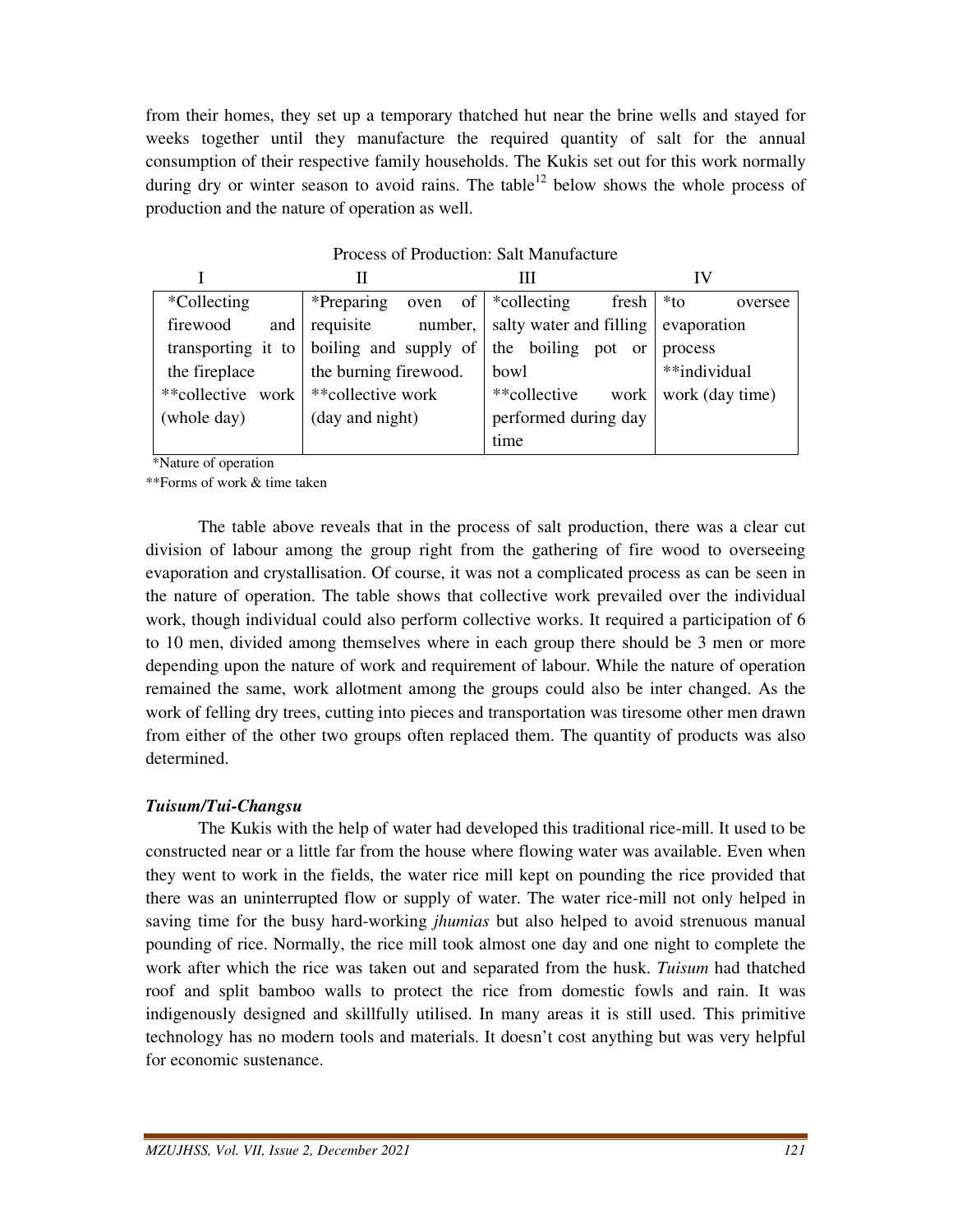from their homes, they set up a temporary thatched hut near the brine wells and stayed for weeks together until they manufacture the required quantity of salt for the annual consumption of their respective family households. The Kukis set out for this work normally during dry or winter season to avoid rains. The table[12] below shows the whole process of production and the nature of operation as well.

Process of Production: Salt Manufacture

| I | II | III | IV |
|---|---|---|---|
| *Collecting firewood and transporting it to the fireplace **collective work (whole day) | *Preparing oven of requisite number, boiling and supply of the burning firewood. **collective work (day and night) | *collecting fresh salty water and filling the boiling pot or bowl **collective work performed during day time | *to oversee evaporation process **individual work (day time) |

*Nature of operation
**Forms of work & time taken

The table above reveals that in the process of salt production, there was a clear cut division of labour among the group right from the gathering of fire wood to overseeing evaporation and crystallisation. Of course, it was not a complicated process as can be seen in the nature of operation. The table shows that collective work prevailed over the individual work, though individual could also perform collective works. It required a participation of 6 to 10 men, divided among themselves where in each group there should be 3 men or more depending upon the nature of work and requirement of labour. While the nature of operation remained the same, work allotment among the groups could also be inter changed. As the work of felling dry trees, cutting into pieces and transportation was tiresome other men drawn from either of the other two groups often replaced them. The quantity of products was also determined.

***Tuisum/Tui-Changsu***

The Kukis with the help of water had developed this traditional rice-mill. It used to be constructed near or a little far from the house where flowing water was available. Even when they went to work in the fields, the water rice mill kept on pounding the rice provided that there was an uninterrupted flow or supply of water. The water rice-mill not only helped in saving time for the busy hard-working *jhumias* but also helped to avoid strenuous manual pounding of rice. Normally, the rice mill took almost one day and one night to complete the work after which the rice was taken out and separated from the husk. *Tuisum* had thatched roof and split bamboo walls to protect the rice from domestic fowls and rain. It was indigenously designed and skillfully utilised. In many areas it is still used. This primitive technology has no modern tools and materials. It doesn't cost anything but was very helpful for economic sustenance.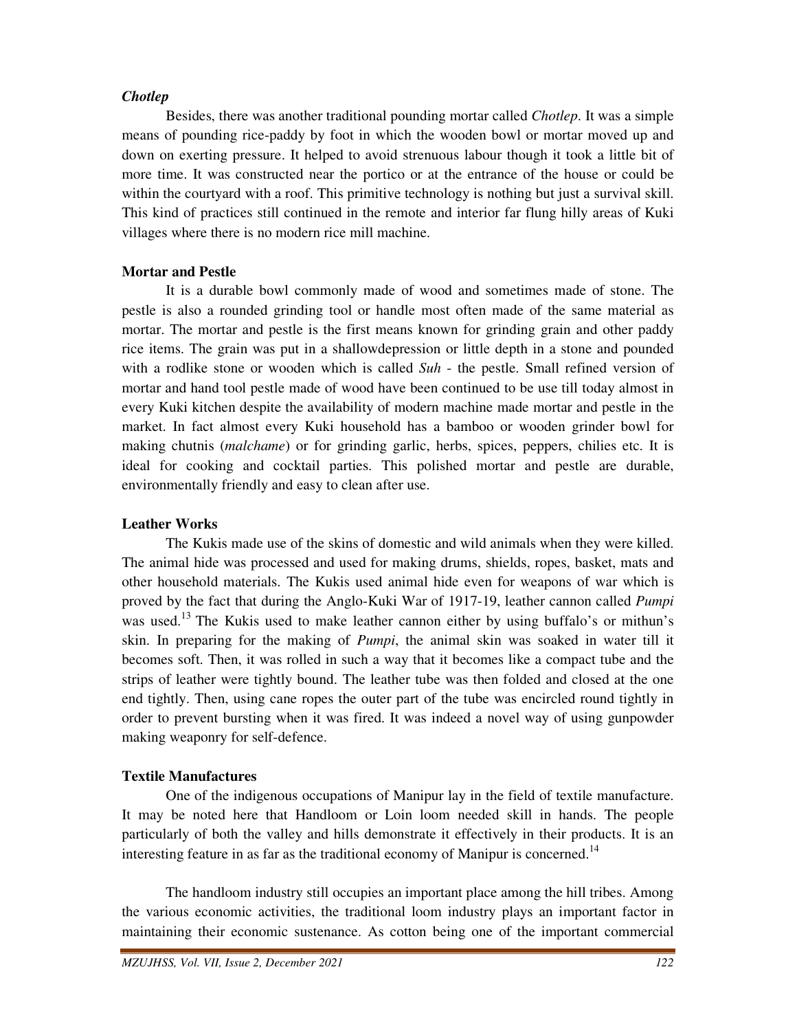***Chotlep***

Besides, there was another traditional pounding mortar called *Chotlep*. It was a simple means of pounding rice-paddy by foot in which the wooden bowl or mortar moved up and down on exerting pressure. It helped to avoid strenuous labour though it took a little bit of more time. It was constructed near the portico or at the entrance of the house or could be within the courtyard with a roof. This primitive technology is nothing but just a survival skill. This kind of practices still continued in the remote and interior far flung hilly areas of Kuki villages where there is no modern rice mill machine.

**Mortar and Pestle**

It is a durable bowl commonly made of wood and sometimes made of stone. The pestle is also a rounded grinding tool or handle most often made of the same material as mortar. The mortar and pestle is the first means known for grinding grain and other paddy rice items. The grain was put in a shallowdepression or little depth in a stone and pounded with a rodlike stone or wooden which is called *Suh* - the pestle. Small refined version of mortar and hand tool pestle made of wood have been continued to be use till today almost in every Kuki kitchen despite the availability of modern machine made mortar and pestle in the market. In fact almost every Kuki household has a bamboo or wooden grinder bowl for making chutnis (*malchame*) or for grinding garlic, herbs, spices, peppers, chilies etc. It is ideal for cooking and cocktail parties. This polished mortar and pestle are durable, environmentally friendly and easy to clean after use.

**Leather Works**

The Kukis made use of the skins of domestic and wild animals when they were killed. The animal hide was processed and used for making drums, shields, ropes, basket, mats and other household materials. The Kukis used animal hide even for weapons of war which is proved by the fact that during the Anglo-Kuki War of 1917-19, leather cannon called *Pumpi* was used.[13] The Kukis used to make leather cannon either by using buffalo's or mithun's skin. In preparing for the making of *Pumpi*, the animal skin was soaked in water till it becomes soft. Then, it was rolled in such a way that it becomes like a compact tube and the strips of leather were tightly bound. The leather tube was then folded and closed at the one end tightly. Then, using cane ropes the outer part of the tube was encircled round tightly in order to prevent bursting when it was fired. It was indeed a novel way of using gunpowder making weaponry for self-defence.

**Textile Manufactures**

One of the indigenous occupations of Manipur lay in the field of textile manufacture. It may be noted here that Handloom or Loin loom needed skill in hands. The people particularly of both the valley and hills demonstrate it effectively in their products. It is an interesting feature in as far as the traditional economy of Manipur is concerned.[14]

The handloom industry still occupies an important place among the hill tribes. Among the various economic activities, the traditional loom industry plays an important factor in maintaining their economic sustenance. As cotton being one of the important commercial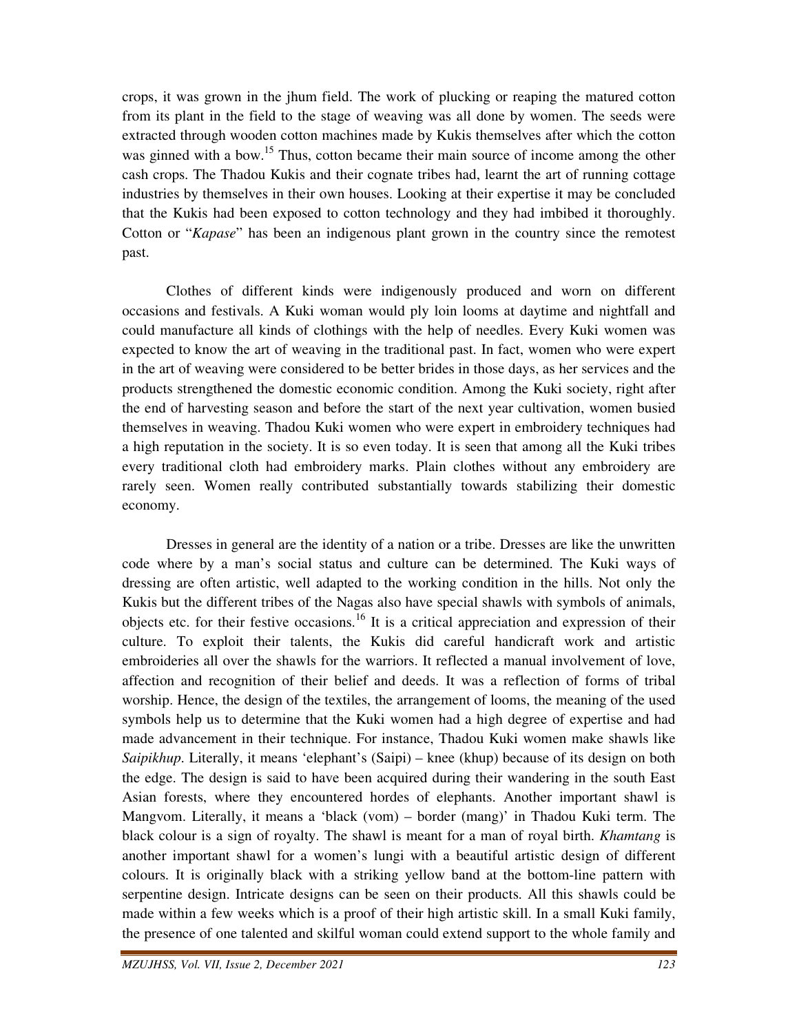crops, it was grown in the jhum field. The work of plucking or reaping the matured cotton from its plant in the field to the stage of weaving was all done by women. The seeds were extracted through wooden cotton machines made by Kukis themselves after which the cotton was ginned with a bow.[15] Thus, cotton became their main source of income among the other cash crops. The Thadou Kukis and their cognate tribes had, learnt the art of running cottage industries by themselves in their own houses. Looking at their expertise it may be concluded that the Kukis had been exposed to cotton technology and they had imbibed it thoroughly. Cotton or "*Kapase*" has been an indigenous plant grown in the country since the remotest past.

Clothes of different kinds were indigenously produced and worn on different occasions and festivals. A Kuki woman would ply loin looms at daytime and nightfall and could manufacture all kinds of clothings with the help of needles. Every Kuki women was expected to know the art of weaving in the traditional past. In fact, women who were expert in the art of weaving were considered to be better brides in those days, as her services and the products strengthened the domestic economic condition. Among the Kuki society, right after the end of harvesting season and before the start of the next year cultivation, women busied themselves in weaving. Thadou Kuki women who were expert in embroidery techniques had a high reputation in the society. It is so even today. It is seen that among all the Kuki tribes every traditional cloth had embroidery marks. Plain clothes without any embroidery are rarely seen. Women really contributed substantially towards stabilizing their domestic economy.

Dresses in general are the identity of a nation or a tribe. Dresses are like the unwritten code where by a man's social status and culture can be determined. The Kuki ways of dressing are often artistic, well adapted to the working condition in the hills. Not only the Kukis but the different tribes of the Nagas also have special shawls with symbols of animals, objects etc. for their festive occasions.[16] It is a critical appreciation and expression of their culture. To exploit their talents, the Kukis did careful handicraft work and artistic embroideries all over the shawls for the warriors. It reflected a manual involvement of love, affection and recognition of their belief and deeds. It was a reflection of forms of tribal worship. Hence, the design of the textiles, the arrangement of looms, the meaning of the used symbols help us to determine that the Kuki women had a high degree of expertise and had made advancement in their technique. For instance, Thadou Kuki women make shawls like *Saipikhup*. Literally, it means 'elephant's (Saipi) – knee (khup) because of its design on both the edge. The design is said to have been acquired during their wandering in the south East Asian forests, where they encountered hordes of elephants. Another important shawl is Mangvom. Literally, it means a 'black (vom) – border (mang)' in Thadou Kuki term. The black colour is a sign of royalty. The shawl is meant for a man of royal birth. *Khamtang* is another important shawl for a women's lungi with a beautiful artistic design of different colours. It is originally black with a striking yellow band at the bottom-line pattern with serpentine design. Intricate designs can be seen on their products. All this shawls could be made within a few weeks which is a proof of their high artistic skill. In a small Kuki family, the presence of one talented and skilful woman could extend support to the whole family and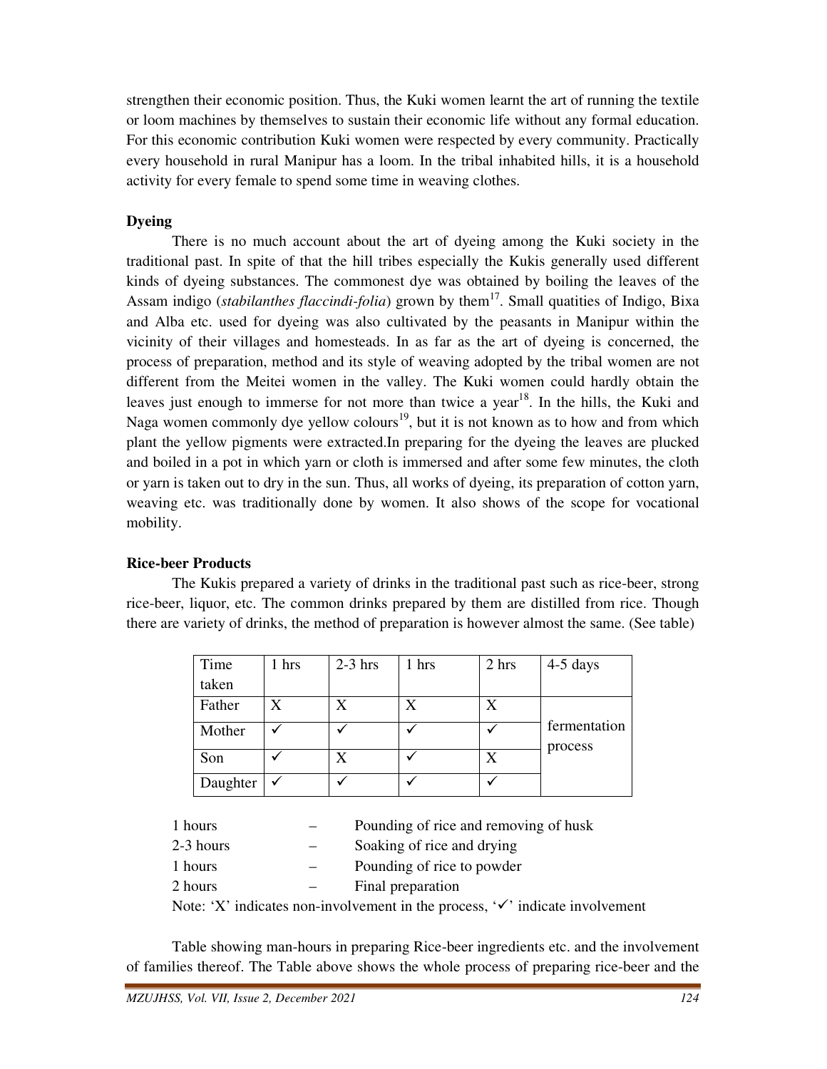strengthen their economic position. Thus, the Kuki women learnt the art of running the textile or loom machines by themselves to sustain their economic life without any formal education. For this economic contribution Kuki women were respected by every community. Practically every household in rural Manipur has a loom. In the tribal inhabited hills, it is a household activity for every female to spend some time in weaving clothes.

**Dyeing**

There is no much account about the art of dyeing among the Kuki society in the traditional past. In spite of that the hill tribes especially the Kukis generally used different kinds of dyeing substances. The commonest dye was obtained by boiling the leaves of the Assam indigo (*stabilanthes flaccindi-folia*) grown by them[17]. Small quatities of Indigo, Bixa and Alba etc. used for dyeing was also cultivated by the peasants in Manipur within the vicinity of their villages and homesteads. In as far as the art of dyeing is concerned, the process of preparation, method and its style of weaving adopted by the tribal women are not different from the Meitei women in the valley. The Kuki women could hardly obtain the leaves just enough to immerse for not more than twice a year[18]. In the hills, the Kuki and Naga women commonly dye yellow colours[19], but it is not known as to how and from which plant the yellow pigments were extracted.In preparing for the dyeing the leaves are plucked and boiled in a pot in which yarn or cloth is immersed and after some few minutes, the cloth or yarn is taken out to dry in the sun. Thus, all works of dyeing, its preparation of cotton yarn, weaving etc. was traditionally done by women. It also shows of the scope for vocational mobility.

**Rice-beer Products**

The Kukis prepared a variety of drinks in the traditional past such as rice-beer, strong rice-beer, liquor, etc. The common drinks prepared by them are distilled from rice. Though there are variety of drinks, the method of preparation is however almost the same. (See table)

| Time taken | 1 hrs | 2-3 hrs | 1 hrs | 2 hrs | 4-5 days |
|---|---|---|---|---|---|
| Father | X | X | X | X | fermentation process |
| Mother | ✓ | ✓ | ✓ | ✓ | |
| Son | ✓ | X | ✓ | X | |
| Daughter | ✓ | ✓ | ✓ | ✓ | |

1 hours – Pounding of rice and removing of husk
2-3 hours – Soaking of rice and drying
1 hours – Pounding of rice to powder
2 hours – Final preparation

Note: 'X' indicates non-involvement in the process, '✓' indicate involvement

Table showing man-hours in preparing Rice-beer ingredients etc. and the involvement of families thereof. The Table above shows the whole process of preparing rice-beer and the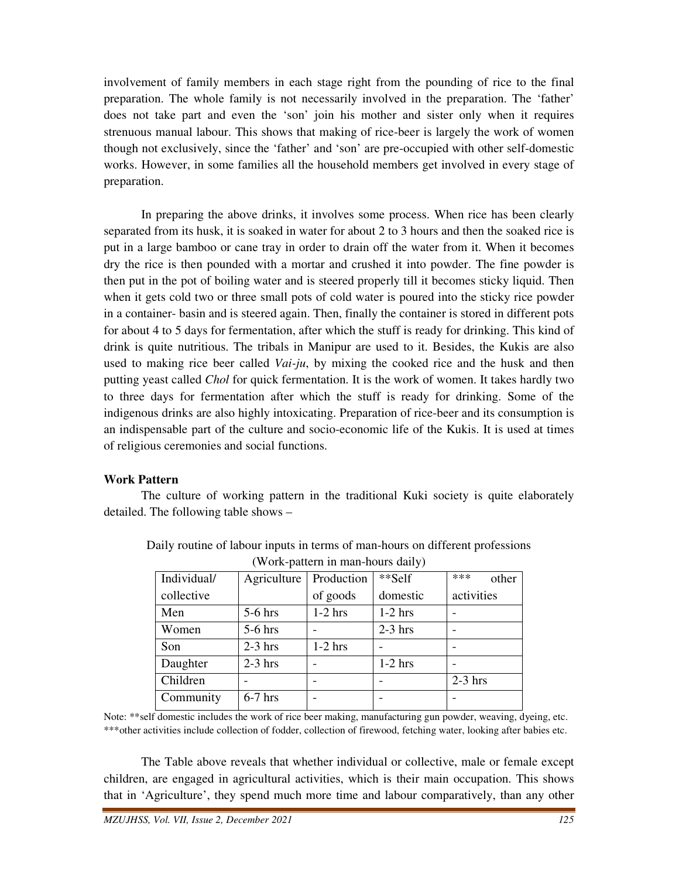involvement of family members in each stage right from the pounding of rice to the final preparation. The whole family is not necessarily involved in the preparation. The 'father' does not take part and even the 'son' join his mother and sister only when it requires strenuous manual labour. This shows that making of rice-beer is largely the work of women though not exclusively, since the 'father' and 'son' are pre-occupied with other self-domestic works. However, in some families all the household members get involved in every stage of preparation.

In preparing the above drinks, it involves some process. When rice has been clearly separated from its husk, it is soaked in water for about 2 to 3 hours and then the soaked rice is put in a large bamboo or cane tray in order to drain off the water from it. When it becomes dry the rice is then pounded with a mortar and crushed it into powder. The fine powder is then put in the pot of boiling water and is steered properly till it becomes sticky liquid. Then when it gets cold two or three small pots of cold water is poured into the sticky rice powder in a container- basin and is steered again. Then, finally the container is stored in different pots for about 4 to 5 days for fermentation, after which the stuff is ready for drinking. This kind of drink is quite nutritious. The tribals in Manipur are used to it. Besides, the Kukis are also used to making rice beer called *Vai-ju*, by mixing the cooked rice and the husk and then putting yeast called *Chol* for quick fermentation. It is the work of women. It takes hardly two to three days for fermentation after which the stuff is ready for drinking. Some of the indigenous drinks are also highly intoxicating. Preparation of rice-beer and its consumption is an indispensable part of the culture and socio-economic life of the Kukis. It is used at times of religious ceremonies and social functions.

**Work Pattern**

The culture of working pattern in the traditional Kuki society is quite elaborately detailed. The following table shows –

Daily routine of labour inputs in terms of man-hours on different professions
(Work-pattern in man-hours daily)

| Individual/ collective | Agriculture | Production of goods | **Self domestic | *** other activities |
|---|---|---|---|---|
| Men | 5-6 hrs | 1-2 hrs | 1-2 hrs | - |
| Women | 5-6 hrs | - | 2-3 hrs | - |
| Son | 2-3 hrs | 1-2 hrs | - | - |
| Daughter | 2-3 hrs | - | 1-2 hrs | - |
| Children | - | - | - | 2-3 hrs |
| Community | 6-7 hrs | - | - | - |

Note: **self domestic includes the work of rice beer making, manufacturing gun powder, weaving, dyeing, etc.
***other activities include collection of fodder, collection of firewood, fetching water, looking after babies etc.

The Table above reveals that whether individual or collective, male or female except children, are engaged in agricultural activities, which is their main occupation. This shows that in 'Agriculture', they spend much more time and labour comparatively, than any other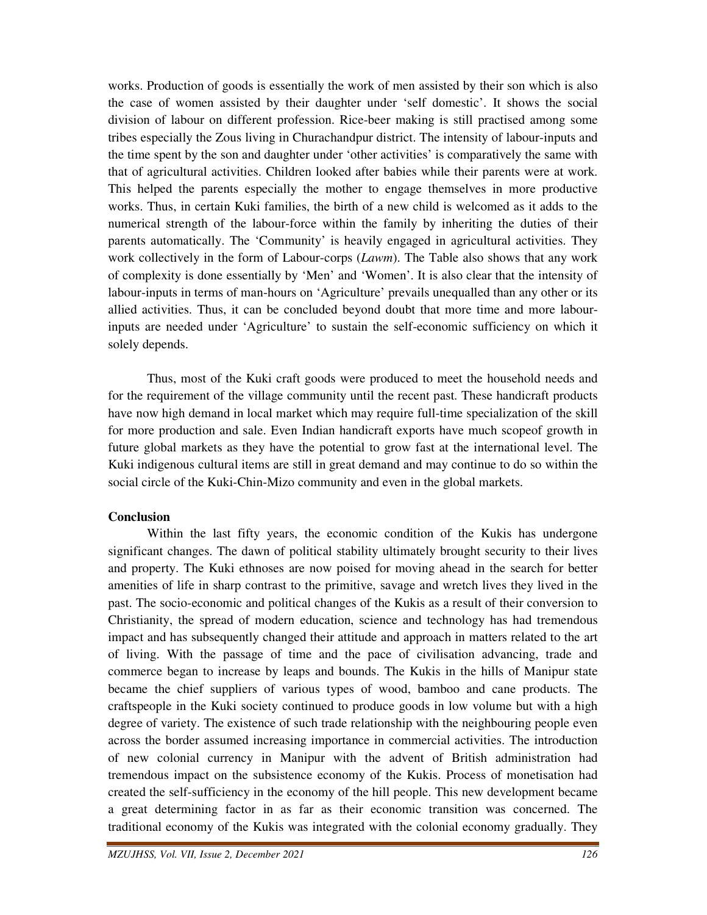works. Production of goods is essentially the work of men assisted by their son which is also the case of women assisted by their daughter under 'self domestic'. It shows the social division of labour on different profession. Rice-beer making is still practised among some tribes especially the Zous living in Churachandpur district. The intensity of labour-inputs and the time spent by the son and daughter under 'other activities' is comparatively the same with that of agricultural activities. Children looked after babies while their parents were at work. This helped the parents especially the mother to engage themselves in more productive works. Thus, in certain Kuki families, the birth of a new child is welcomed as it adds to the numerical strength of the labour-force within the family by inheriting the duties of their parents automatically. The 'Community' is heavily engaged in agricultural activities. They work collectively in the form of Labour-corps (*Lawm*). The Table also shows that any work of complexity is done essentially by 'Men' and 'Women'. It is also clear that the intensity of labour-inputs in terms of man-hours on 'Agriculture' prevails unequalled than any other or its allied activities. Thus, it can be concluded beyond doubt that more time and more labour-inputs are needed under 'Agriculture' to sustain the self-economic sufficiency on which it solely depends.

Thus, most of the Kuki craft goods were produced to meet the household needs and for the requirement of the village community until the recent past. These handicraft products have now high demand in local market which may require full-time specialization of the skill for more production and sale. Even Indian handicraft exports have much scopeof growth in future global markets as they have the potential to grow fast at the international level. The Kuki indigenous cultural items are still in great demand and may continue to do so within the social circle of the Kuki-Chin-Mizo community and even in the global markets.

**Conclusion**

Within the last fifty years, the economic condition of the Kukis has undergone significant changes. The dawn of political stability ultimately brought security to their lives and property. The Kuki ethnoses are now poised for moving ahead in the search for better amenities of life in sharp contrast to the primitive, savage and wretch lives they lived in the past. The socio-economic and political changes of the Kukis as a result of their conversion to Christianity, the spread of modern education, science and technology has had tremendous impact and has subsequently changed their attitude and approach in matters related to the art of living. With the passage of time and the pace of civilisation advancing, trade and commerce began to increase by leaps and bounds. The Kukis in the hills of Manipur state became the chief suppliers of various types of wood, bamboo and cane products. The craftspeople in the Kuki society continued to produce goods in low volume but with a high degree of variety. The existence of such trade relationship with the neighbouring people even across the border assumed increasing importance in commercial activities. The introduction of new colonial currency in Manipur with the advent of British administration had tremendous impact on the subsistence economy of the Kukis. Process of monetisation had created the self-sufficiency in the economy of the hill people. This new development became a great determining factor in as far as their economic transition was concerned. The traditional economy of the Kukis was integrated with the colonial economy gradually. They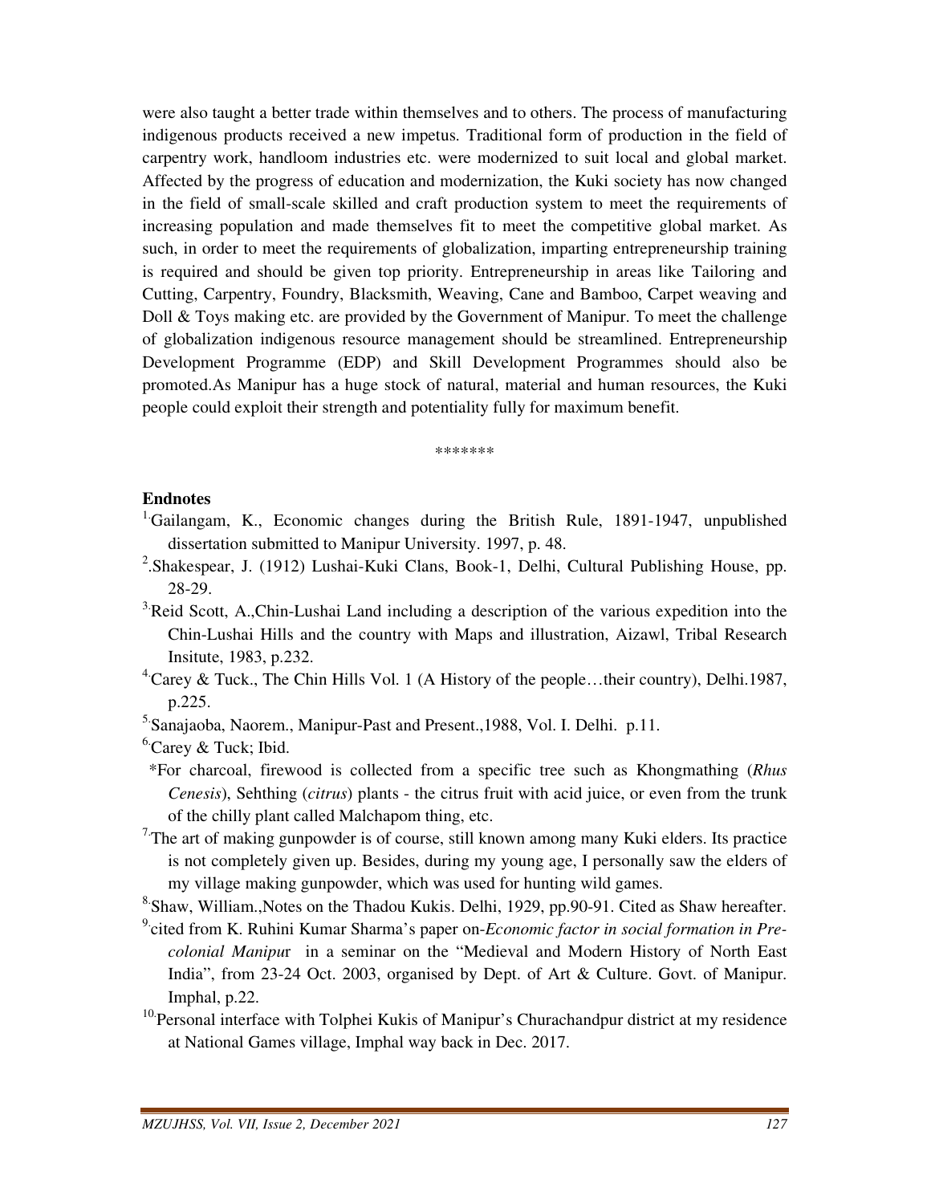were also taught a better trade within themselves and to others. The process of manufacturing indigenous products received a new impetus. Traditional form of production in the field of carpentry work, handloom industries etc. were modernized to suit local and global market. Affected by the progress of education and modernization, the Kuki society has now changed in the field of small-scale skilled and craft production system to meet the requirements of increasing population and made themselves fit to meet the competitive global market. As such, in order to meet the requirements of globalization, imparting entrepreneurship training is required and should be given top priority. Entrepreneurship in areas like Tailoring and Cutting, Carpentry, Foundry, Blacksmith, Weaving, Cane and Bamboo, Carpet weaving and Doll & Toys making etc. are provided by the Government of Manipur. To meet the challenge of globalization indigenous resource management should be streamlined. Entrepreneurship Development Programme (EDP) and Skill Development Programmes should also be promoted.As Manipur has a huge stock of natural, material and human resources, the Kuki people could exploit their strength and potentiality fully for maximum benefit.

*******

**Endnotes**

[1.]Gailangam, K., Economic changes during the British Rule, 1891-1947, unpublished dissertation submitted to Manipur University. 1997, p. 48.

[2].Shakespear, J. (1912) Lushai-Kuki Clans, Book-1, Delhi, Cultural Publishing House, pp. 28-29.

[3.]Reid Scott, A.,Chin-Lushai Land including a description of the various expedition into the Chin-Lushai Hills and the country with Maps and illustration, Aizawl, Tribal Research Insitute, 1983, p.232.

[4.]Carey & Tuck., The Chin Hills Vol. 1 (A History of the people…their country), Delhi.1987, p.225.

[5.]Sanajaoba, Naorem., Manipur-Past and Present.,1988, Vol. I. Delhi. p.11.

[6.]Carey & Tuck; Ibid.

*For charcoal, firewood is collected from a specific tree such as Khongmathing (*Rhus Cenesis*), Sehthing (*citrus*) plants - the citrus fruit with acid juice, or even from the trunk of the chilly plant called Malchapom thing, etc.

[7.]The art of making gunpowder is of course, still known among many Kuki elders. Its practice is not completely given up. Besides, during my young age, I personally saw the elders of my village making gunpowder, which was used for hunting wild games.

[8.]Shaw, William.,Notes on the Thadou Kukis. Delhi, 1929, pp.90-91. Cited as Shaw hereafter.

[9.]cited from K. Ruhini Kumar Sharma's paper on-*Economic factor in social formation in Pre-colonial Manipur* in a seminar on the "Medieval and Modern History of North East India", from 23-24 Oct. 2003, organised by Dept. of Art & Culture. Govt. of Manipur. Imphal, p.22.

[10.]Personal interface with Tolphei Kukis of Manipur's Churachandpur district at my residence at National Games village, Imphal way back in Dec. 2017.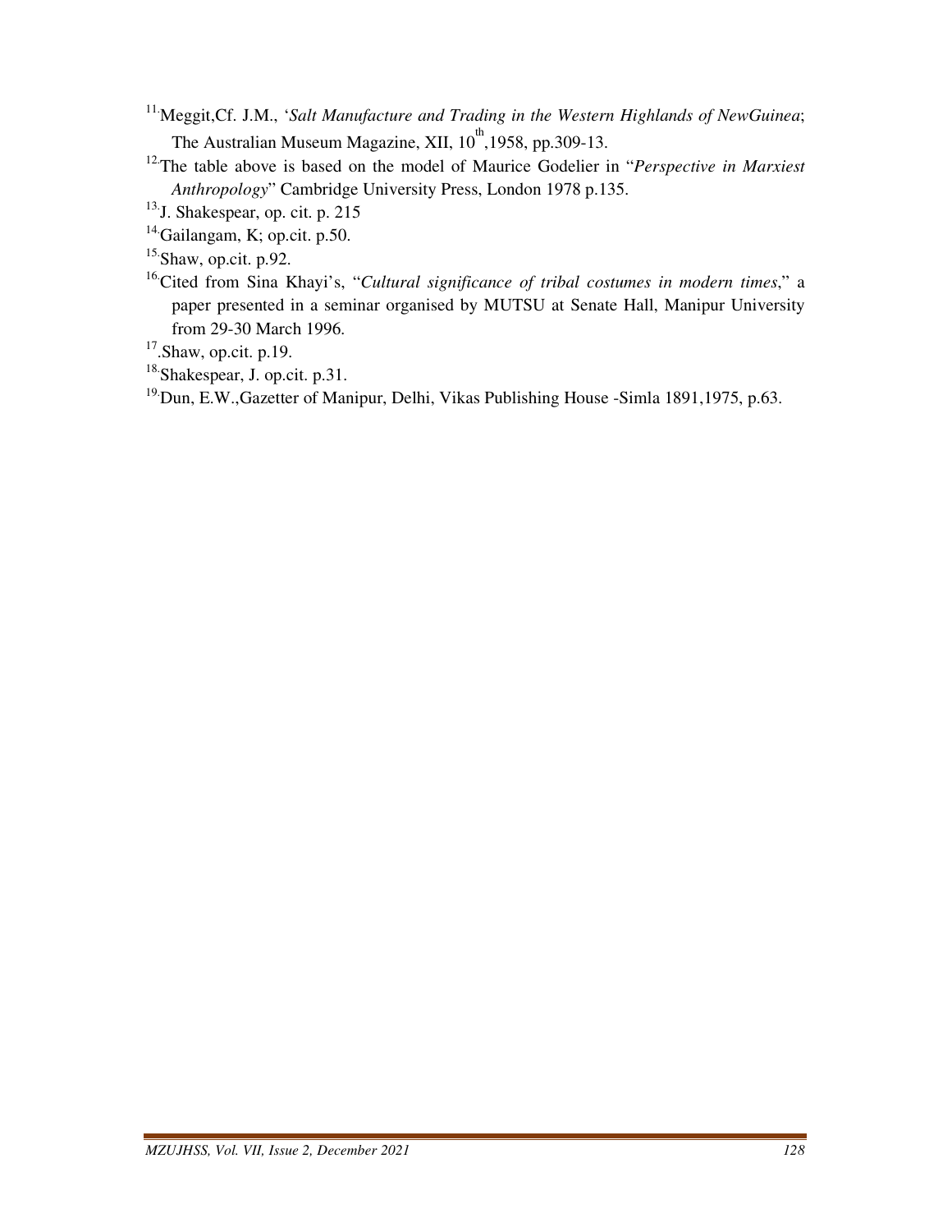11. Meggit,Cf. J.M., '*Salt Manufacture and Trading in the Western Highlands of NewGuinea*; The Australian Museum Magazine, XII, $10^{th}$,1958, pp.309-13.

12. The table above is based on the model of Maurice Godelier in "*Perspective in Marxiest Anthropology*" Cambridge University Press, London 1978 p.135.

13. J. Shakespear, op. cit. p. 215

14. Gailangam, K; op.cit. p.50.

15. Shaw, op.cit. p.92.

16. Cited from Sina Khayi's, "*Cultural significance of tribal costumes in modern times*," a paper presented in a seminar organised by MUTSU at Senate Hall, Manipur University from 29-30 March 1996.

17. Shaw, op.cit. p.19.

18. Shakespear, J. op.cit. p.31.

19. Dun, E.W.,Gazetter of Manipur, Delhi, Vikas Publishing House -Simla 1891,1975, p.63.